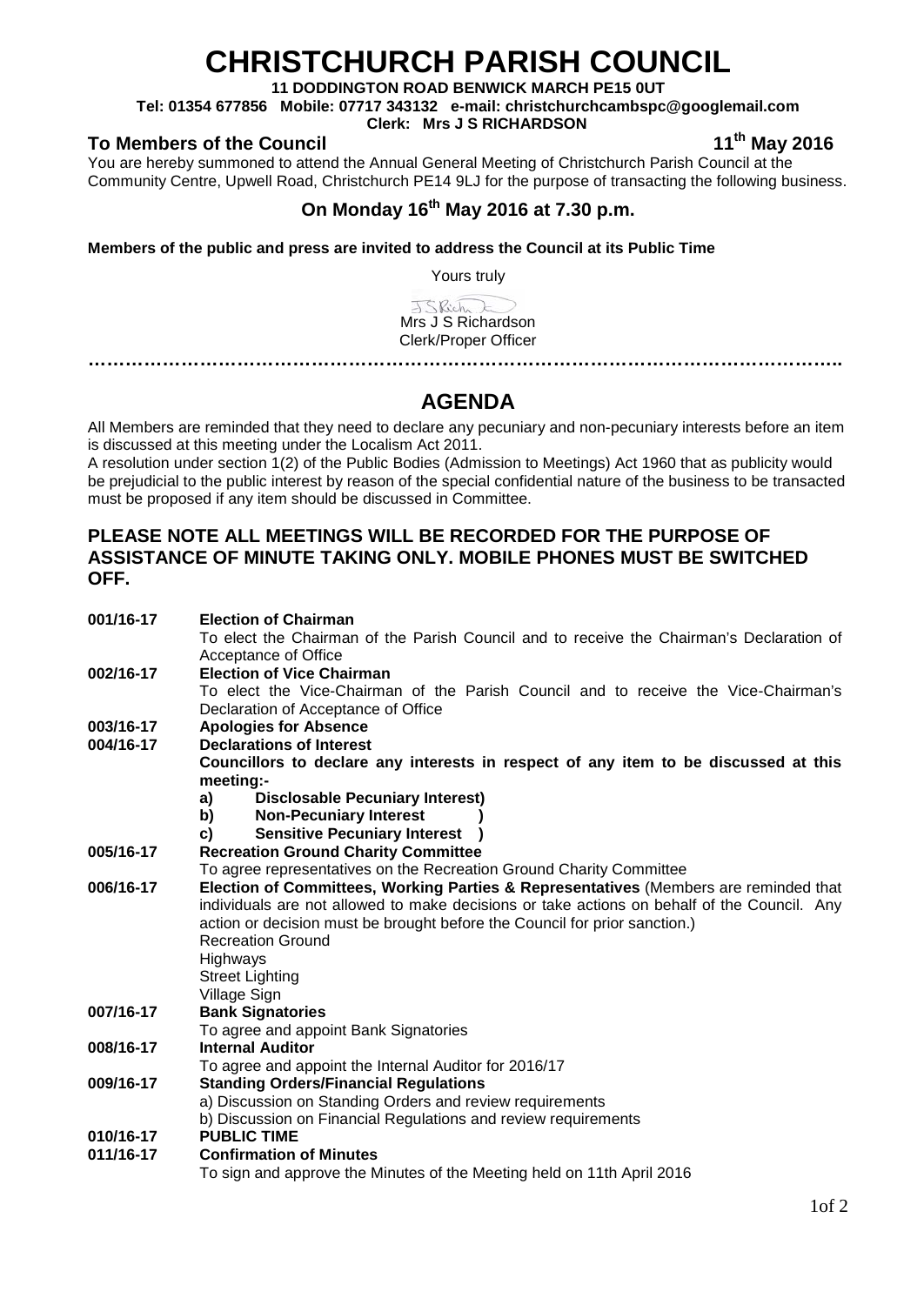# CHRISTCHURCH PARISH COUNCIL

**11 DODDINGTON ROAD BENWICK MARCH PE15 0UT**
**Tel: 01354 677856 Mobile: 07717 343132 e-mail: christchurchcambspc@googlemail.com**
**Clerk: Mrs J S RICHARDSON**

**To Members of the Council** **11th May 2016**

You are hereby summoned to attend the Annual General Meeting of Christchurch Parish Council at the Community Centre, Upwell Road, Christchurch PE14 9LJ for the purpose of transacting the following business.

## On Monday 16th May 2016 at 7.30 p.m.

**Members of the public and press are invited to address the Council at its Public Time**

Yours truly

Mrs J S Richardson
Clerk/Proper Officer

……………………………………………………………………………………………………….

## AGENDA

All Members are reminded that they need to declare any pecuniary and non-pecuniary interests before an item is discussed at this meeting under the Localism Act 2011.

A resolution under section 1(2) of the Public Bodies (Admission to Meetings) Act 1960 that as publicity would be prejudicial to the public interest by reason of the special confidential nature of the business to be transacted must be proposed if any item should be discussed in Committee.

### PLEASE NOTE ALL MEETINGS WILL BE RECORDED FOR THE PURPOSE OF ASSISTANCE OF MINUTE TAKING ONLY. MOBILE PHONES MUST BE SWITCHED OFF.

**001/16-17 Election of Chairman**
To elect the Chairman of the Parish Council and to receive the Chairman's Declaration of Acceptance of Office

**002/16-17 Election of Vice Chairman**
To elect the Vice-Chairman of the Parish Council and to receive the Vice-Chairman's Declaration of Acceptance of Office

**003/16-17 Apologies for Absence**

**004/16-17 Declarations of Interest**
**Councillors to declare any interests in respect of any item to be discussed at this meeting:-**

- **a) Disclosable Pecuniary Interest)**
- **b) Non-Pecuniary Interest )**
- **c) Sensitive Pecuniary Interest )**

**005/16-17 Recreation Ground Charity Committee**
To agree representatives on the Recreation Ground Charity Committee

**006/16-17 Election of Committees, Working Parties & Representatives** (Members are reminded that individuals are not allowed to make decisions or take actions on behalf of the Council. Any action or decision must be brought before the Council for prior sanction.)
Recreation Ground
Highways
Street Lighting
Village Sign

**007/16-17 Bank Signatories**
To agree and appoint Bank Signatories

**008/16-17 Internal Auditor**
To agree and appoint the Internal Auditor for 2016/17

**009/16-17 Standing Orders/Financial Regulations**
a) Discussion on Standing Orders and review requirements
b) Discussion on Financial Regulations and review requirements

**010/16-17 PUBLIC TIME**

**011/16-17 Confirmation of Minutes**
To sign and approve the Minutes of the Meeting held on 11th April 2016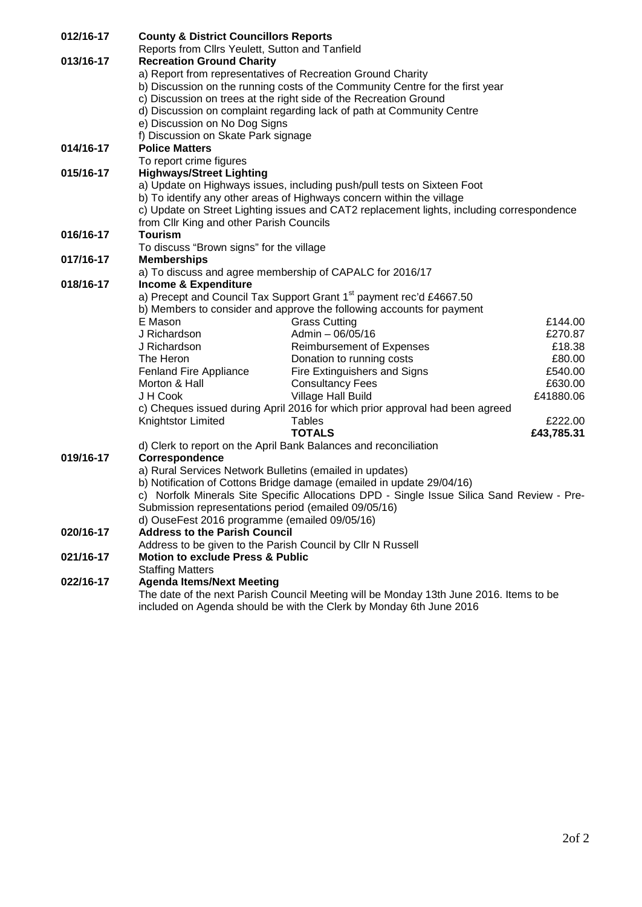**012/16-17 County & District Councillors Reports**

Reports from Cllrs Yeulett, Sutton and Tanfield

**013/16-17 Recreation Ground Charity**

a) Report from representatives of Recreation Ground Charity
b) Discussion on the running costs of the Community Centre for the first year
c) Discussion on trees at the right side of the Recreation Ground
d) Discussion on complaint regarding lack of path at Community Centre
e) Discussion on No Dog Signs
f) Discussion on Skate Park signage

**014/16-17 Police Matters**

To report crime figures

**015/16-17 Highways/Street Lighting**

a) Update on Highways issues, including push/pull tests on Sixteen Foot
b) To identify any other areas of Highways concern within the village
c) Update on Street Lighting issues and CAT2 replacement lights, including correspondence from Cllr King and other Parish Councils

**016/16-17 Tourism**

To discuss "Brown signs" for the village

**017/16-17 Memberships**

a) To discuss and agree membership of CAPALC for 2016/17

**018/16-17 Income & Expenditure**

a) Precept and Council Tax Support Grant 1st payment rec'd £4667.50

b) Members to consider and approve the following accounts for payment

| | | |
|---|---|---|
| E Mason | Grass Cutting | £144.00 |
| J Richardson | Admin – 06/05/16 | £270.87 |
| J Richardson | Reimbursement of Expenses | £18.38 |
| The Heron | Donation to running costs | £80.00 |
| Fenland Fire Appliance | Fire Extinguishers and Signs | £540.00 |
| Morton & Hall | Consultancy Fees | £630.00 |
| J H Cook | Village Hall Build | £41880.06 |

c) Cheques issued during April 2016 for which prior approval had been agreed

| | | |
|---|---|---|
| Knightstor Limited | Tables | £222.00 |
| | **TOTALS** | **£43,785.31** |

d) Clerk to report on the April Bank Balances and reconciliation

**019/16-17 Correspondence**

a) Rural Services Network Bulletins (emailed in updates)
b) Notification of Cottons Bridge damage (emailed in update 29/04/16)
c) Norfolk Minerals Site Specific Allocations DPD - Single Issue Silica Sand Review - Pre-Submission representations period (emailed 09/05/16)
d) OuseFest 2016 programme (emailed 09/05/16)

**020/16-17 Address to the Parish Council**

Address to be given to the Parish Council by Cllr N Russell

**021/16-17 Motion to exclude Press & Public**

Staffing Matters

**022/16-17 Agenda Items/Next Meeting**

The date of the next Parish Council Meeting will be Monday 13th June 2016. Items to be included on Agenda should be with the Clerk by Monday 6th June 2016